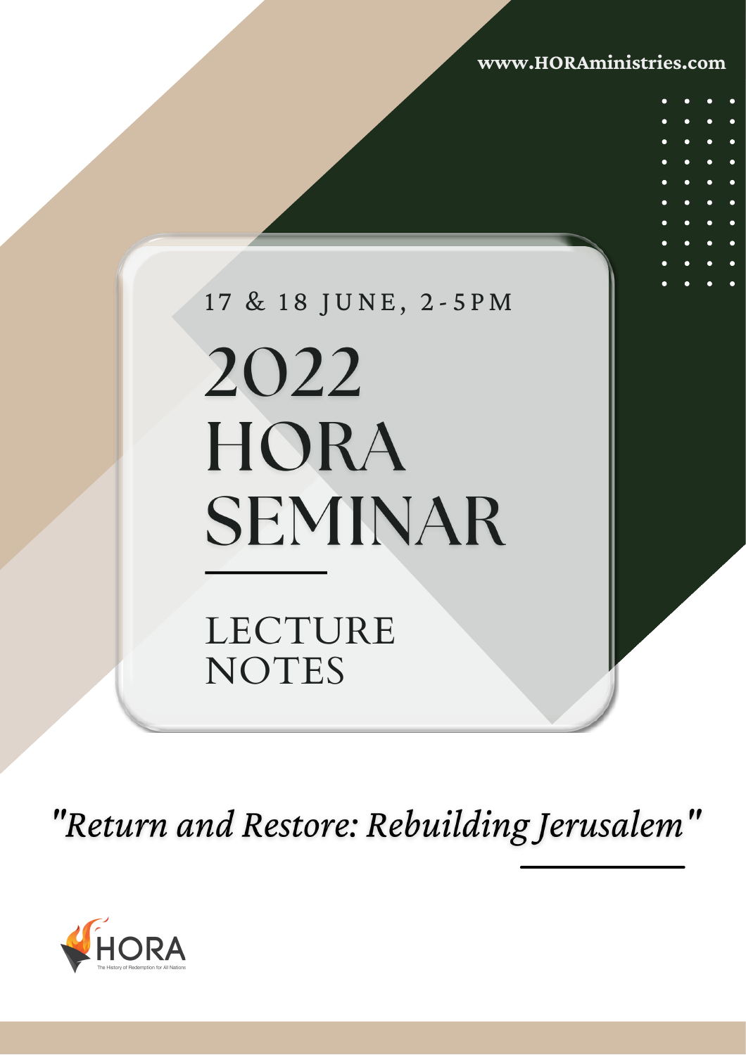www.HORAministries.com

17 & 18 JUNE, 2-5PM

# 2022 HORA SEMINAR

## LECTURE NOTES

*"Return and Restore: Rebuilding Jerusalem"*

HORA

The History of Redemption for All Nations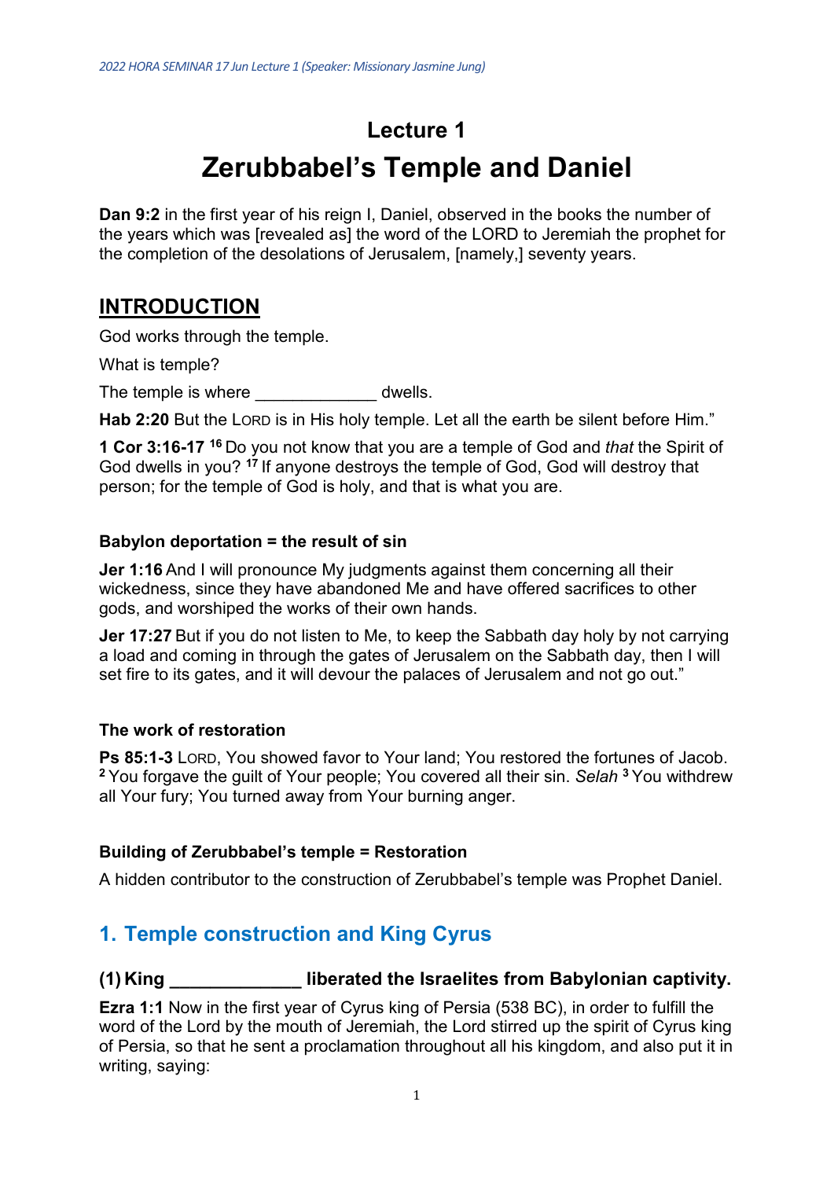# Lecture 1

# Zerubbabel's Temple and Daniel

**Dan 9:2** in the first year of his reign I, Daniel, observed in the books the number of the years which was [revealed as] the word of the LORD to Jeremiah the prophet for the completion of the desolations of Jerusalem, [namely,] seventy years.

## INTRODUCTION

God works through the temple.

What is temple?

The temple is where _____________ dwells.

**Hab 2:20** But the LORD is in His holy temple. Let all the earth be silent before Him."

**1 Cor 3:16-17** [16] Do you not know that you are a temple of God and *that* the Spirit of God dwells in you? [17] If anyone destroys the temple of God, God will destroy that person; for the temple of God is holy, and that is what you are.

#### Babylon deportation = the result of sin

**Jer 1:16** And I will pronounce My judgments against them concerning all their wickedness, since they have abandoned Me and have offered sacrifices to other gods, and worshiped the works of their own hands.

**Jer 17:27** But if you do not listen to Me, to keep the Sabbath day holy by not carrying a load and coming in through the gates of Jerusalem on the Sabbath day, then I will set fire to its gates, and it will devour the palaces of Jerusalem and not go out."

#### The work of restoration

**Ps 85:1-3** LORD, You showed favor to Your land; You restored the fortunes of Jacob. [2] You forgave the guilt of Your people; You covered all their sin. *Selah* [3] You withdrew all Your fury; You turned away from Your burning anger.

#### Building of Zerubbabel's temple = Restoration

A hidden contributor to the construction of Zerubbabel's temple was Prophet Daniel.

## 1. Temple construction and King Cyrus

### (1) King _____________ liberated the Israelites from Babylonian captivity.

**Ezra 1:1** Now in the first year of Cyrus king of Persia (538 BC), in order to fulfill the word of the Lord by the mouth of Jeremiah, the Lord stirred up the spirit of Cyrus king of Persia, so that he sent a proclamation throughout all his kingdom, and also put it in writing, saying: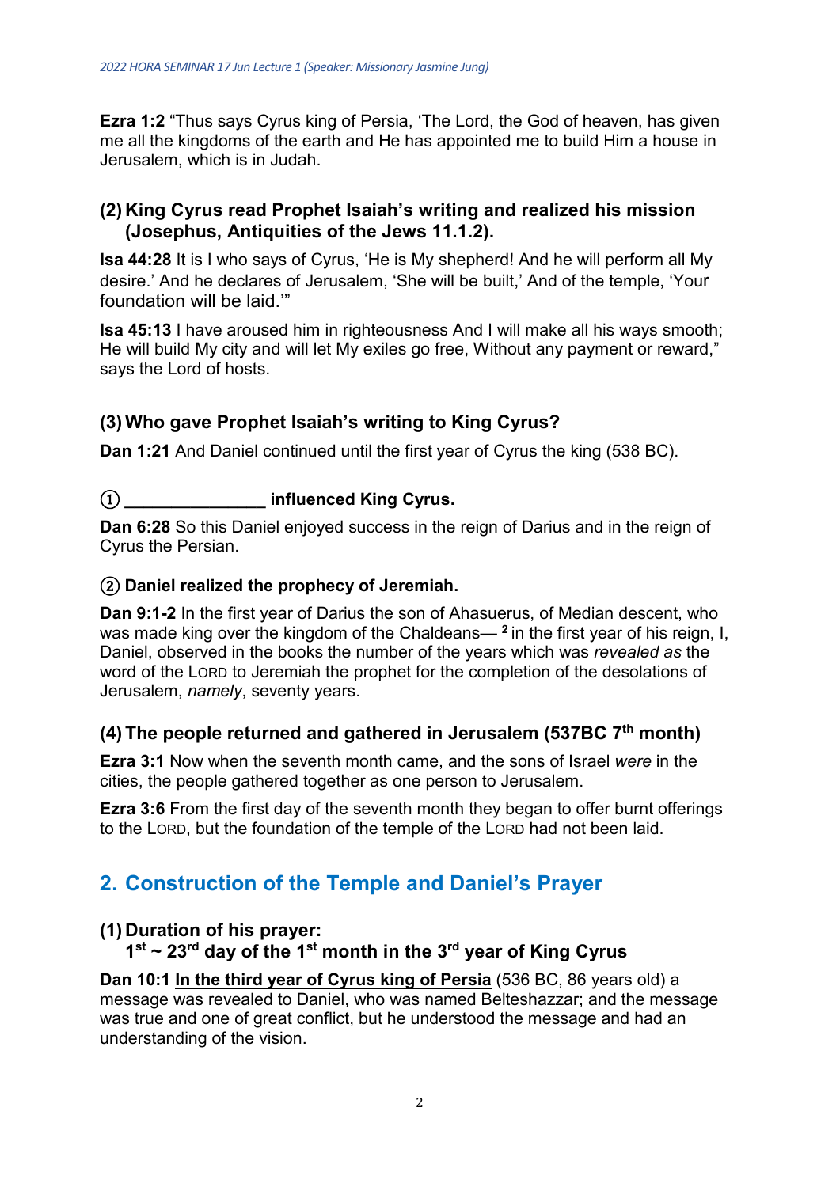**Ezra 1:2** “Thus says Cyrus king of Persia, ‘The Lord, the God of heaven, has given me all the kingdoms of the earth and He has appointed me to build Him a house in Jerusalem, which is in Judah.

### (2) King Cyrus read Prophet Isaiah’s writing and realized his mission (Josephus, Antiquities of the Jews 11.1.2).

**Isa 44:28** It is I who says of Cyrus, ‘He is My shepherd! And he will perform all My desire.’ And he declares of Jerusalem, ‘She will be built,’ And of the temple, ‘Your foundation will be laid.’”

**Isa 45:13** I have aroused him in righteousness And I will make all his ways smooth; He will build My city and will let My exiles go free, Without any payment or reward,” says the Lord of hosts.

### (3) Who gave Prophet Isaiah’s writing to King Cyrus?

**Dan 1:21** And Daniel continued until the first year of Cyrus the king (538 BC).

#### ① _______________ influenced King Cyrus.

**Dan 6:28** So this Daniel enjoyed success in the reign of Darius and in the reign of Cyrus the Persian.

#### ② Daniel realized the prophecy of Jeremiah.

**Dan 9:1-2** In the first year of Darius the son of Ahasuerus, of Median descent, who was made king over the kingdom of the Chaldeans— 2 in the first year of his reign, I, Daniel, observed in the books the number of the years which was *revealed as* the word of the LORD to Jeremiah the prophet for the completion of the desolations of Jerusalem, *namely*, seventy years.

### (4) The people returned and gathered in Jerusalem (537BC 7th month)

**Ezra 3:1** Now when the seventh month came, and the sons of Israel *were* in the cities, the people gathered together as one person to Jerusalem.

**Ezra 3:6** From the first day of the seventh month they began to offer burnt offerings to the LORD, but the foundation of the temple of the LORD had not been laid.

## 2. Construction of the Temple and Daniel’s Prayer

### (1) Duration of his prayer: 1st ~ 23rd day of the 1st month in the 3rd year of King Cyrus

**Dan 10:1** In the third year of Cyrus king of Persia (536 BC, 86 years old) a message was revealed to Daniel, who was named Belteshazzar; and the message was true and one of great conflict, but he understood the message and had an understanding of the vision.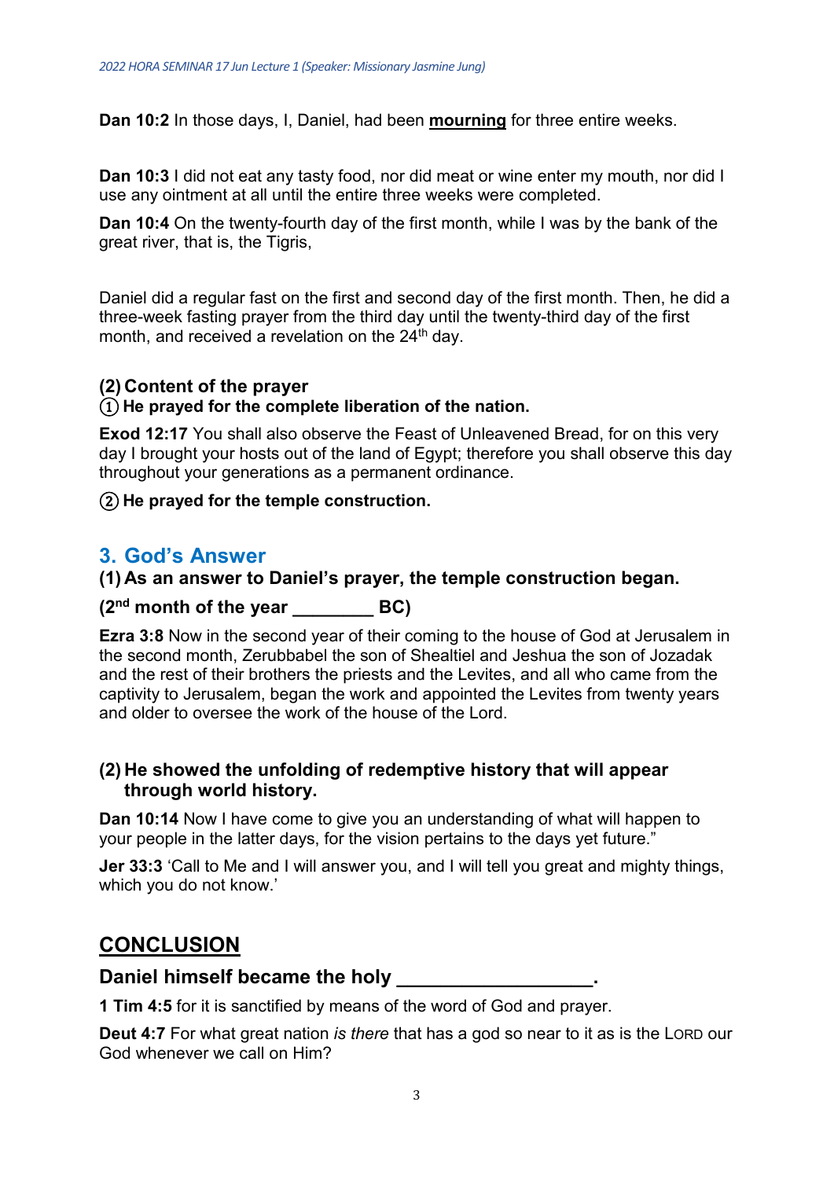**Dan 10:2** In those days, I, Daniel, had been **mourning** for three entire weeks.

**Dan 10:3** I did not eat any tasty food, nor did meat or wine enter my mouth, nor did I use any ointment at all until the entire three weeks were completed.

**Dan 10:4** On the twenty-fourth day of the first month, while I was by the bank of the great river, that is, the Tigris,

Daniel did a regular fast on the first and second day of the first month. Then, he did a three-week fasting prayer from the third day until the twenty-third day of the first month, and received a revelation on the 24th day.

#### (2) Content of the prayer

**① He prayed for the complete liberation of the nation.**

**Exod 12:17** You shall also observe the Feast of Unleavened Bread, for on this very day I brought your hosts out of the land of Egypt; therefore you shall observe this day throughout your generations as a permanent ordinance.

**② He prayed for the temple construction.**

## 3. God's Answer

### (1) As an answer to Daniel's prayer, the temple construction began.

### (2nd month of the year ________ BC)

**Ezra 3:8** Now in the second year of their coming to the house of God at Jerusalem in the second month, Zerubbabel the son of Shealtiel and Jeshua the son of Jozadak and the rest of their brothers the priests and the Levites, and all who came from the captivity to Jerusalem, began the work and appointed the Levites from twenty years and older to oversee the work of the house of the Lord.

### (2) He showed the unfolding of redemptive history that will appear through world history.

**Dan 10:14** Now I have come to give you an understanding of what will happen to your people in the latter days, for the vision pertains to the days yet future."

**Jer 33:3** 'Call to Me and I will answer you, and I will tell you great and mighty things, which you do not know.'

## CONCLUSION

### Daniel himself became the holy __________________.

**1 Tim 4:5** for it is sanctified by means of the word of God and prayer.

**Deut 4:7** For what great nation *is there* that has a god so near to it as is the LORD our God whenever we call on Him?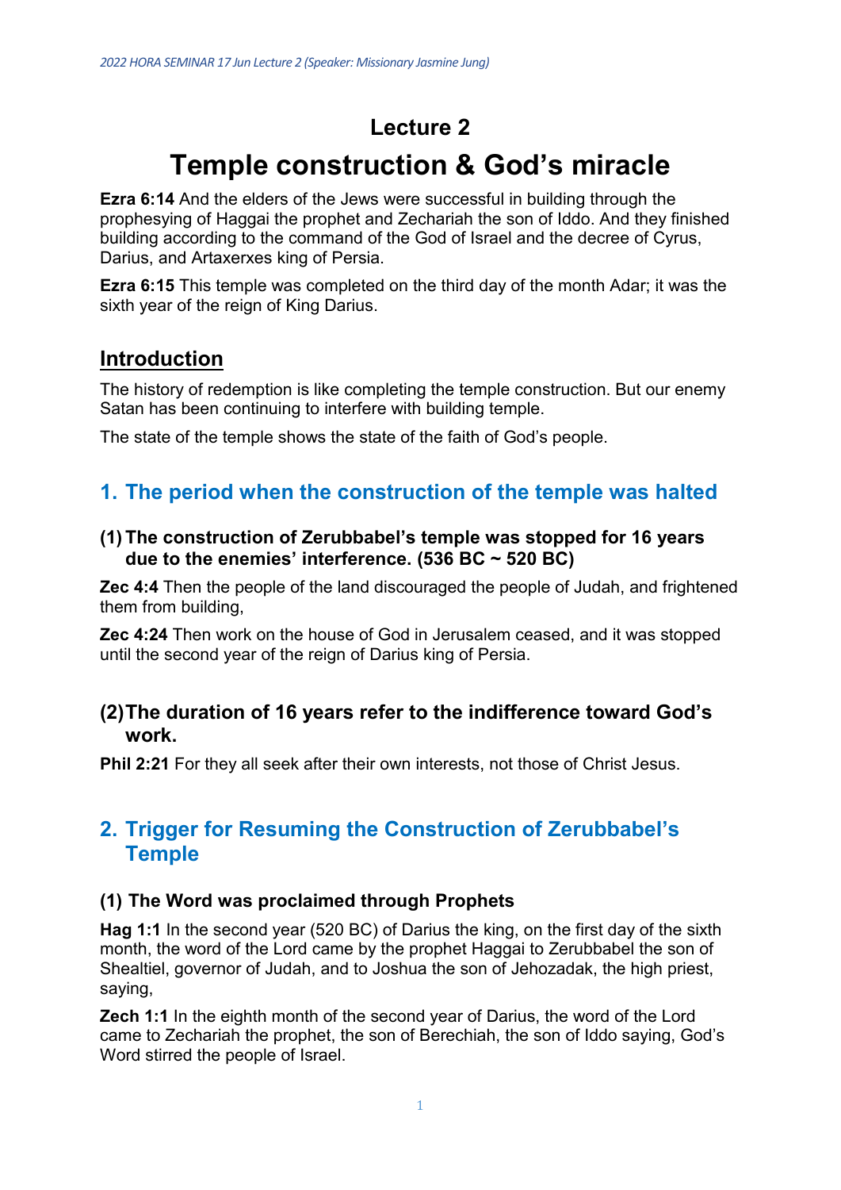# Lecture 2

# Temple construction & God's miracle

**Ezra 6:14** And the elders of the Jews were successful in building through the prophesying of Haggai the prophet and Zechariah the son of Iddo. And they finished building according to the command of the God of Israel and the decree of Cyrus, Darius, and Artaxerxes king of Persia.

**Ezra 6:15** This temple was completed on the third day of the month Adar; it was the sixth year of the reign of King Darius.

## Introduction

The history of redemption is like completing the temple construction. But our enemy Satan has been continuing to interfere with building temple.

The state of the temple shows the state of the faith of God's people.

## 1. The period when the construction of the temple was halted

### (1) The construction of Zerubbabel's temple was stopped for 16 years due to the enemies' interference. (536 BC ~ 520 BC)

**Zec 4:4** Then the people of the land discouraged the people of Judah, and frightened them from building,

**Zec 4:24** Then work on the house of God in Jerusalem ceased, and it was stopped until the second year of the reign of Darius king of Persia.

### (2) The duration of 16 years refer to the indifference toward God's work.

**Phil 2:21** For they all seek after their own interests, not those of Christ Jesus.

## 2. Trigger for Resuming the Construction of Zerubbabel's Temple

### (1) The Word was proclaimed through Prophets

**Hag 1:1** In the second year (520 BC) of Darius the king, on the first day of the sixth month, the word of the Lord came by the prophet Haggai to Zerubbabel the son of Shealtiel, governor of Judah, and to Joshua the son of Jehozadak, the high priest, saying,

**Zech 1:1** In the eighth month of the second year of Darius, the word of the Lord came to Zechariah the prophet, the son of Berechiah, the son of Iddo saying, God's Word stirred the people of Israel.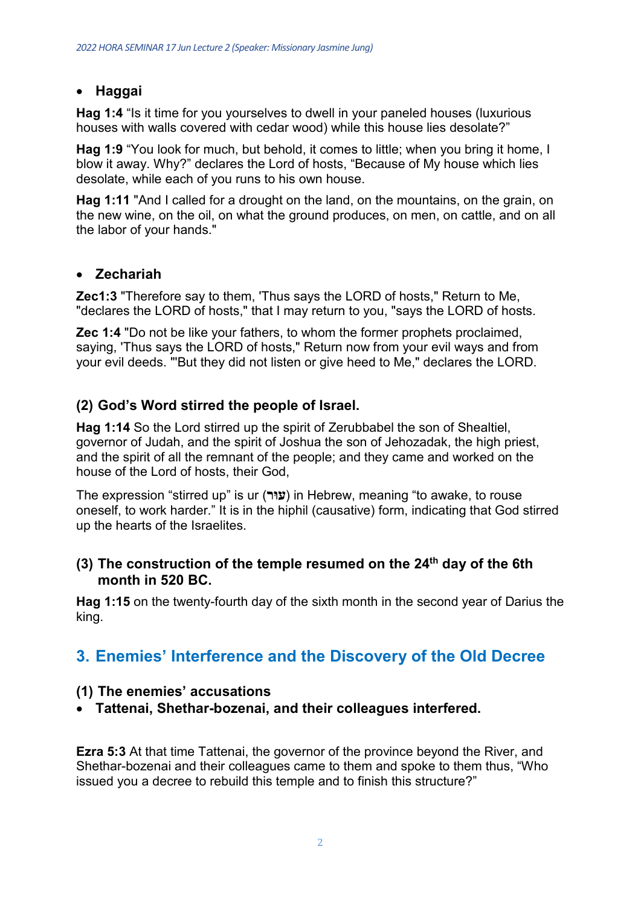- **Haggai**

**Hag 1:4** “Is it time for you yourselves to dwell in your paneled houses (luxurious houses with walls covered with cedar wood) while this house lies desolate?”

**Hag 1:9** “You look for much, but behold, it comes to little; when you bring it home, I blow it away. Why?” declares the Lord of hosts, “Because of My house which lies desolate, while each of you runs to his own house.

**Hag 1:11** "And I called for a drought on the land, on the mountains, on the grain, on the new wine, on the oil, on what the ground produces, on men, on cattle, and on all the labor of your hands."

- **Zechariah**

**Zec1:3** "Therefore say to them, 'Thus says the LORD of hosts," Return to Me, "declares the LORD of hosts," that I may return to you, "says the LORD of hosts.

**Zec 1:4** "Do not be like your fathers, to whom the former prophets proclaimed, saying, 'Thus says the LORD of hosts," Return now from your evil ways and from your evil deeds. "'But they did not listen or give heed to Me," declares the LORD.

### (2) God’s Word stirred the people of Israel.

**Hag 1:14** So the Lord stirred up the spirit of Zerubbabel the son of Shealtiel, governor of Judah, and the spirit of Joshua the son of Jehozadak, the high priest, and the spirit of all the remnant of the people; and they came and worked on the house of the Lord of hosts, their God,

The expression “stirred up” is ur (**עור**) in Hebrew, meaning “to awake, to rouse oneself, to work harder.” It is in the hiphil (causative) form, indicating that God stirred up the hearts of the Israelites.

### (3) The construction of the temple resumed on the 24th day of the 6th month in 520 BC.

**Hag 1:15** on the twenty-fourth day of the sixth month in the second year of Darius the king.

## 3. Enemies’ Interference and the Discovery of the Old Decree

### (1) The enemies’ accusations

- **Tattenai, Shethar-bozenai, and their colleagues interfered.**

**Ezra 5:3** At that time Tattenai, the governor of the province beyond the River, and Shethar-bozenai and their colleagues came to them and spoke to them thus, “Who issued you a decree to rebuild this temple and to finish this structure?”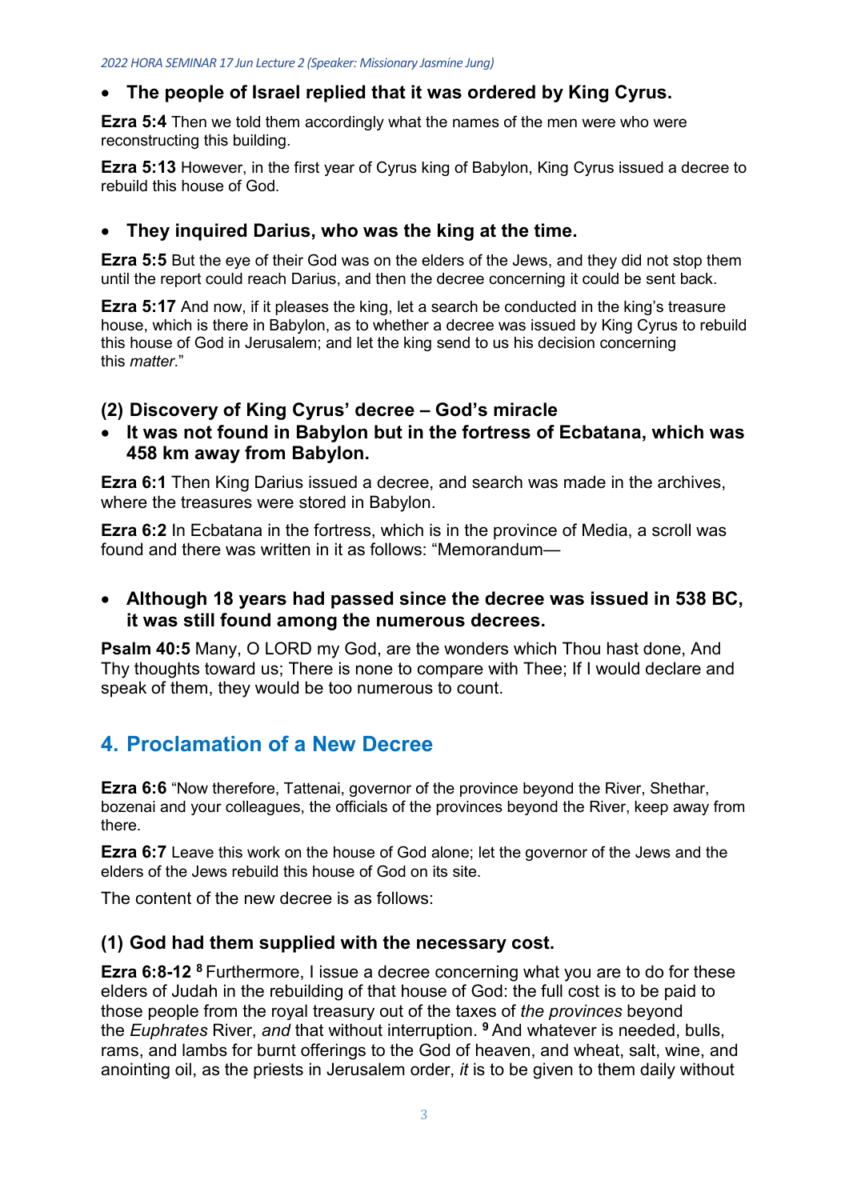- **The people of Israel replied that it was ordered by King Cyrus.**

**Ezra 5:4** Then we told them accordingly what the names of the men were who were reconstructing this building.

**Ezra 5:13** However, in the first year of Cyrus king of Babylon, King Cyrus issued a decree to rebuild this house of God.

- **They inquired Darius, who was the king at the time.**

**Ezra 5:5** But the eye of their God was on the elders of the Jews, and they did not stop them until the report could reach Darius, and then the decree concerning it could be sent back.

**Ezra 5:17** And now, if it pleases the king, let a search be conducted in the king's treasure house, which is there in Babylon, as to whether a decree was issued by King Cyrus to rebuild this house of God in Jerusalem; and let the king send to us his decision concerning this *matter*."

### (2) Discovery of King Cyrus' decree – God's miracle

- **It was not found in Babylon but in the fortress of Ecbatana, which was 458 km away from Babylon.**

**Ezra 6:1** Then King Darius issued a decree, and search was made in the archives, where the treasures were stored in Babylon.

**Ezra 6:2** In Ecbatana in the fortress, which is in the province of Media, a scroll was found and there was written in it as follows: "Memorandum—

- **Although 18 years had passed since the decree was issued in 538 BC, it was still found among the numerous decrees.**

**Psalm 40:5** Many, O LORD my God, are the wonders which Thou hast done, And Thy thoughts toward us; There is none to compare with Thee; If I would declare and speak of them, they would be too numerous to count.

## 4. Proclamation of a New Decree

**Ezra 6:6** "Now therefore, Tattenai, governor of the province beyond the River, Shethar, bozenai and your colleagues, the officials of the provinces beyond the River, keep away from there.

**Ezra 6:7** Leave this work on the house of God alone; let the governor of the Jews and the elders of the Jews rebuild this house of God on its site.

The content of the new decree is as follows:

### (1) God had them supplied with the necessary cost.

**Ezra 6:8-12** [8] Furthermore, I issue a decree concerning what you are to do for these elders of Judah in the rebuilding of that house of God: the full cost is to be paid to those people from the royal treasury out of the taxes of *the provinces* beyond the *Euphrates* River, *and* that without interruption. [9] And whatever is needed, bulls, rams, and lambs for burnt offerings to the God of heaven, and wheat, salt, wine, and anointing oil, as the priests in Jerusalem order, *it* is to be given to them daily without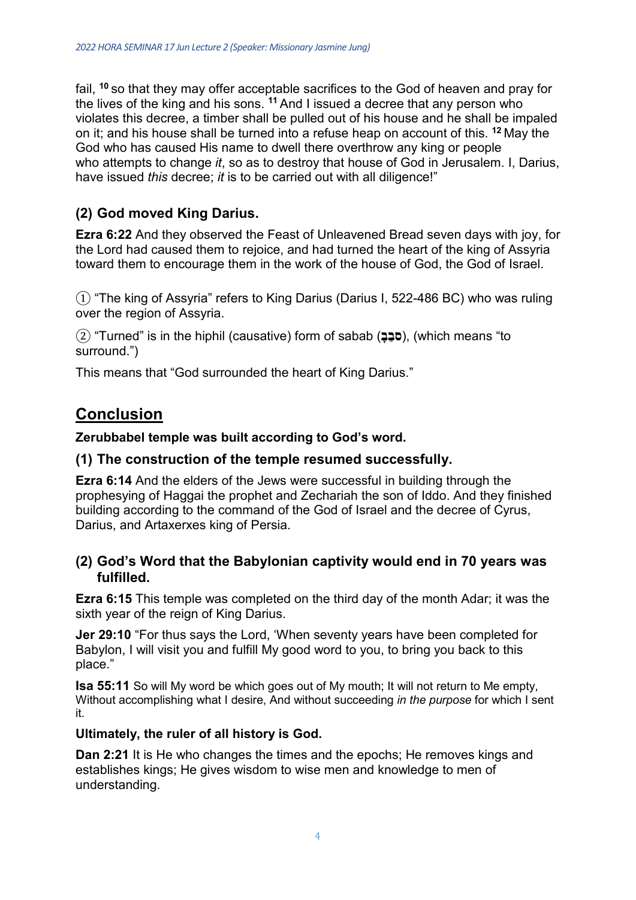fail, [10] so that they may offer acceptable sacrifices to the God of heaven and pray for the lives of the king and his sons. [11] And I issued a decree that any person who violates this decree, a timber shall be pulled out of his house and he shall be impaled on it; and his house shall be turned into a refuse heap on account of this. [12] May the God who has caused His name to dwell there overthrow any king or people who attempts to change *it*, so as to destroy that house of God in Jerusalem. I, Darius, have issued *this* decree; *it* is to be carried out with all diligence!"

### (2) God moved King Darius.

**Ezra 6:22** And they observed the Feast of Unleavened Bread seven days with joy, for the Lord had caused them to rejoice, and had turned the heart of the king of Assyria toward them to encourage them in the work of the house of God, the God of Israel.

① "The king of Assyria" refers to King Darius (Darius I, 522-486 BC) who was ruling over the region of Assyria.

② "Turned" is in the hiphil (causative) form of sabab (**סָבַב**), (which means "to surround.")

This means that "God surrounded the heart of King Darius."

## Conclusion

**Zerubbabel temple was built according to God's word.**

### (1) The construction of the temple resumed successfully.

**Ezra 6:14** And the elders of the Jews were successful in building through the prophesying of Haggai the prophet and Zechariah the son of Iddo. And they finished building according to the command of the God of Israel and the decree of Cyrus, Darius, and Artaxerxes king of Persia.

### (2) God's Word that the Babylonian captivity would end in 70 years was fulfilled.

**Ezra 6:15** This temple was completed on the third day of the month Adar; it was the sixth year of the reign of King Darius.

**Jer 29:10** "For thus says the Lord, 'When seventy years have been completed for Babylon, I will visit you and fulfill My good word to you, to bring you back to this place."

**Isa 55:11** So will My word be which goes out of My mouth; It will not return to Me empty, Without accomplishing what I desire, And without succeeding *in the purpose* for which I sent it.

**Ultimately, the ruler of all history is God.**

**Dan 2:21** It is He who changes the times and the epochs; He removes kings and establishes kings; He gives wisdom to wise men and knowledge to men of understanding.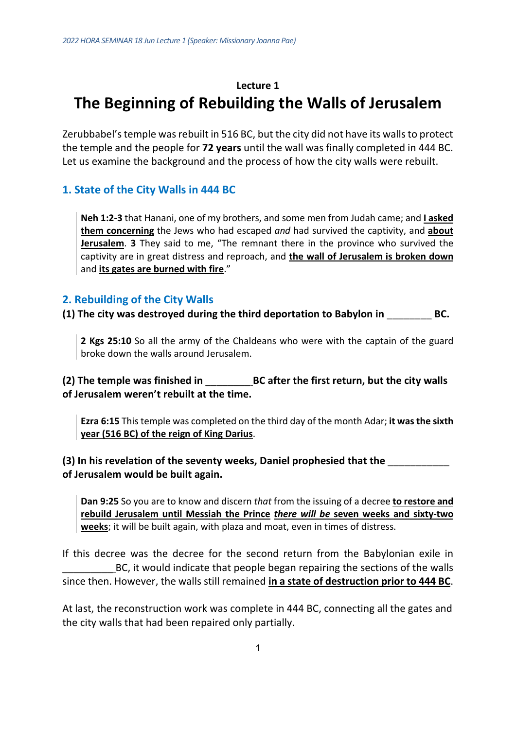**Lecture 1**

# The Beginning of Rebuilding the Walls of Jerusalem

Zerubbabel's temple was rebuilt in 516 BC, but the city did not have its walls to protect the temple and the people for **72 years** until the wall was finally completed in 444 BC. Let us examine the background and the process of how the city walls were rebuilt.

## 1. State of the City Walls in 444 BC

> **Neh 1:2-3** that Hanani, one of my brothers, and some men from Judah came; and **<u>I asked them concerning</u>** the Jews who had escaped *and* had survived the captivity, and **<u>about Jerusalem</u>**. **3** They said to me, "The remnant there in the province who survived the captivity are in great distress and reproach, and **<u>the wall of Jerusalem is broken down</u>** and **<u>its gates are burned with fire</u>**."

## 2. Rebuilding of the City Walls

**(1) The city was destroyed during the third deportation to Babylon in ________ BC.**

> **2 Kgs 25:10** So all the army of the Chaldeans who were with the captain of the guard broke down the walls around Jerusalem.

**(2) The temple was finished in ________ BC after the first return, but the city walls of Jerusalem weren't rebuilt at the time.**

> **Ezra 6:15** This temple was completed on the third day of the month Adar; **<u>it was the sixth year (516 BC) of the reign of King Darius</u>**.

**(3) In his revelation of the seventy weeks, Daniel prophesied that the ___________ of Jerusalem would be built again.**

> **Dan 9:25** So you are to know and discern *that* from the issuing of a decree **<u>to restore and rebuild Jerusalem until Messiah the Prince</u>** ***<u>there will be</u>*** **<u>seven weeks and sixty-two weeks</u>**; it will be built again, with plaza and moat, even in times of distress.

If this decree was the decree for the second return from the Babylonian exile in _________ BC, it would indicate that people began repairing the sections of the walls since then. However, the walls still remained **<u>in a state of destruction prior to 444 BC</u>**.

At last, the reconstruction work was complete in 444 BC, connecting all the gates and the city walls that had been repaired only partially.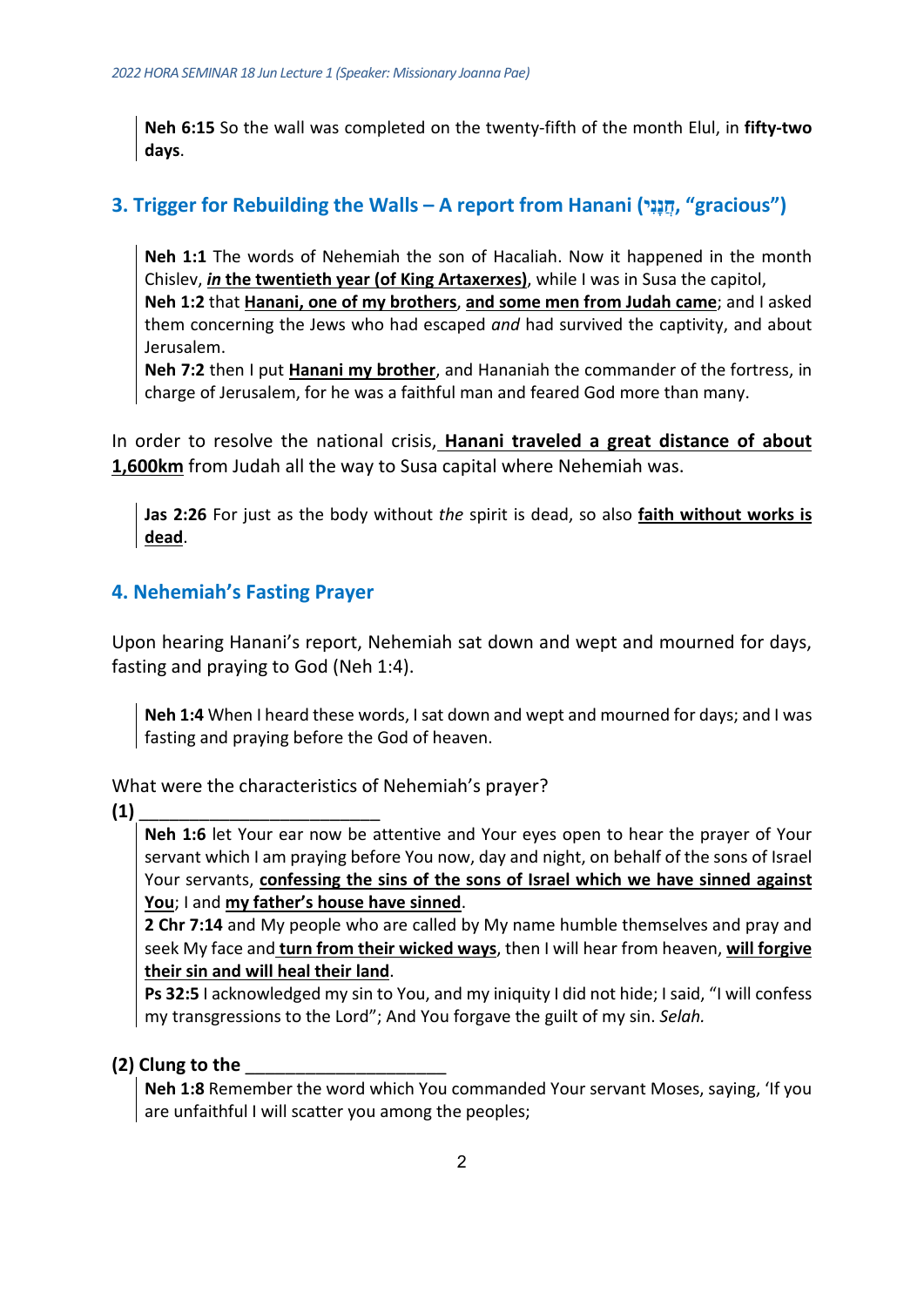> **Neh 6:15** So the wall was completed on the twenty-fifth of the month Elul, in **fifty-two days**.

## 3. Trigger for Rebuilding the Walls – A report from Hanani (חֲנָנִי, "gracious")

> **Neh 1:1** The words of Nehemiah the son of Hacaliah. Now it happened in the month Chislev, ***in*** **the twentieth year (of King Artaxerxes)**, while I was in Susa the capitol,
> **Neh 1:2** that **Hanani, one of my brothers**, **and some men from Judah came**; and I asked them concerning the Jews who had escaped *and* had survived the captivity, and about Jerusalem.
> **Neh 7:2** then I put **Hanani my brother**, and Hananiah the commander of the fortress, in charge of Jerusalem, for he was a faithful man and feared God more than many.

In order to resolve the national crisis, **Hanani traveled a great distance of about 1,600km** from Judah all the way to Susa capital where Nehemiah was.

> **Jas 2:26** For just as the body without *the* spirit is dead, so also **faith without works is dead**.

## 4. Nehemiah's Fasting Prayer

Upon hearing Hanani's report, Nehemiah sat down and wept and mourned for days, fasting and praying to God (Neh 1:4).

> **Neh 1:4** When I heard these words, I sat down and wept and mourned for days; and I was fasting and praying before the God of heaven.

What were the characteristics of Nehemiah's prayer?

**(1)** ________________________

> **Neh 1:6** let Your ear now be attentive and Your eyes open to hear the prayer of Your servant which I am praying before You now, day and night, on behalf of the sons of Israel Your servants, **confessing the sins of the sons of Israel which we have sinned against You**; I and **my father's house have sinned**.
> **2 Chr 7:14** and My people who are called by My name humble themselves and pray and seek My face and **turn from their wicked ways**, then I will hear from heaven, **will forgive their sin and will heal their land**.
> **Ps 32:5** I acknowledged my sin to You, and my iniquity I did not hide; I said, "I will confess my transgressions to the Lord"; And You forgave the guilt of my sin. *Selah.*

**(2) Clung to the** ____________________

> **Neh 1:8** Remember the word which You commanded Your servant Moses, saying, 'If you are unfaithful I will scatter you among the peoples;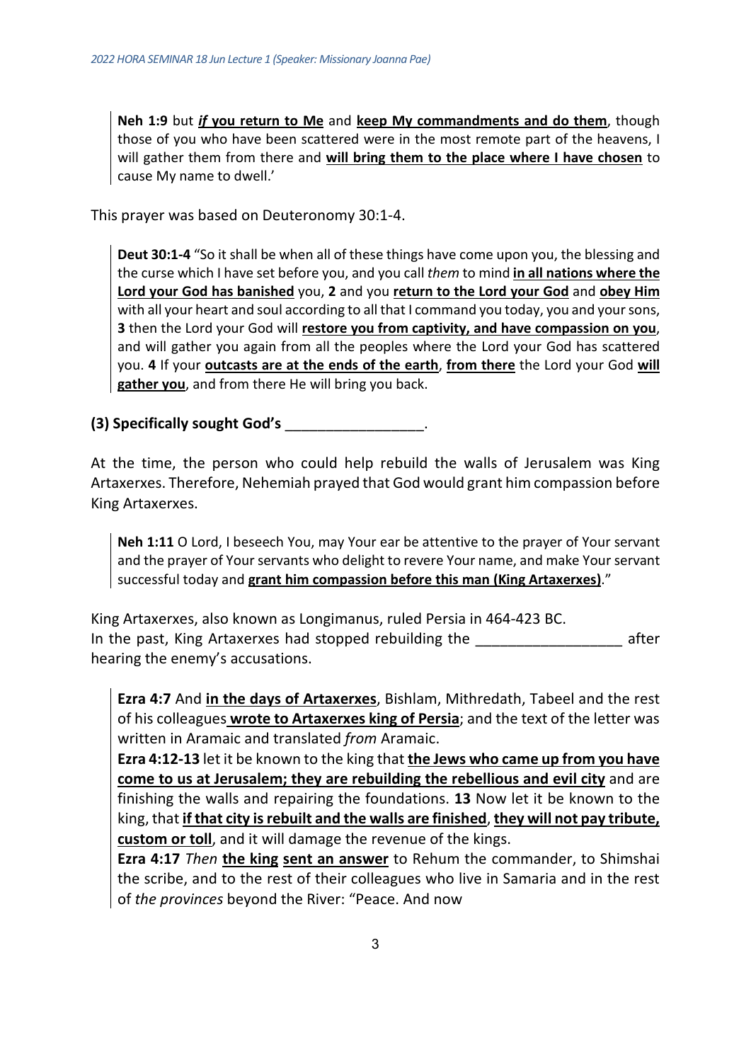> **Neh 1:9** but ***if* you return to Me** and **keep My commandments and do them**, though those of you who have been scattered were in the most remote part of the heavens, I will gather them from there and **will bring them to the place where I have chosen** to cause My name to dwell.'

This prayer was based on Deuteronomy 30:1-4.

> **Deut 30:1-4** "So it shall be when all of these things have come upon you, the blessing and the curse which I have set before you, and you call *them* to mind **in all nations where the Lord your God has banished** you, **2** and you **return to the Lord your God** and **obey Him** with all your heart and soul according to all that I command you today, you and your sons, **3** then the Lord your God will **restore you from captivity, and have compassion on you**, and will gather you again from all the peoples where the Lord your God has scattered you. **4** If your **outcasts are at the ends of the earth**, **from there** the Lord your God **will gather you**, and from there He will bring you back.

**(3) Specifically sought God's _________________.**

At the time, the person who could help rebuild the walls of Jerusalem was King Artaxerxes. Therefore, Nehemiah prayed that God would grant him compassion before King Artaxerxes.

> **Neh 1:11** O Lord, I beseech You, may Your ear be attentive to the prayer of Your servant and the prayer of Your servants who delight to revere Your name, and make Your servant successful today and **grant him compassion before this man (King Artaxerxes)**."

King Artaxerxes, also known as Longimanus, ruled Persia in 464-423 BC.
In the past, King Artaxerxes had stopped rebuilding the _________________ after hearing the enemy's accusations.

> **Ezra 4:7** And **in the days of Artaxerxes**, Bishlam, Mithredath, Tabeel and the rest of his colleagues **wrote to Artaxerxes king of Persia**; and the text of the letter was written in Aramaic and translated *from* Aramaic.
> **Ezra 4:12-13** let it be known to the king that **the Jews who came up from you have come to us at Jerusalem; they are rebuilding the rebellious and evil city** and are finishing the walls and repairing the foundations. **13** Now let it be known to the king, that **if that city is rebuilt and the walls are finished**, **they will not pay tribute, custom or toll**, and it will damage the revenue of the kings.
> **Ezra 4:17** *Then* **the king sent an answer** to Rehum the commander, to Shimshai the scribe, and to the rest of their colleagues who live in Samaria and in the rest of *the provinces* beyond the River: "Peace. And now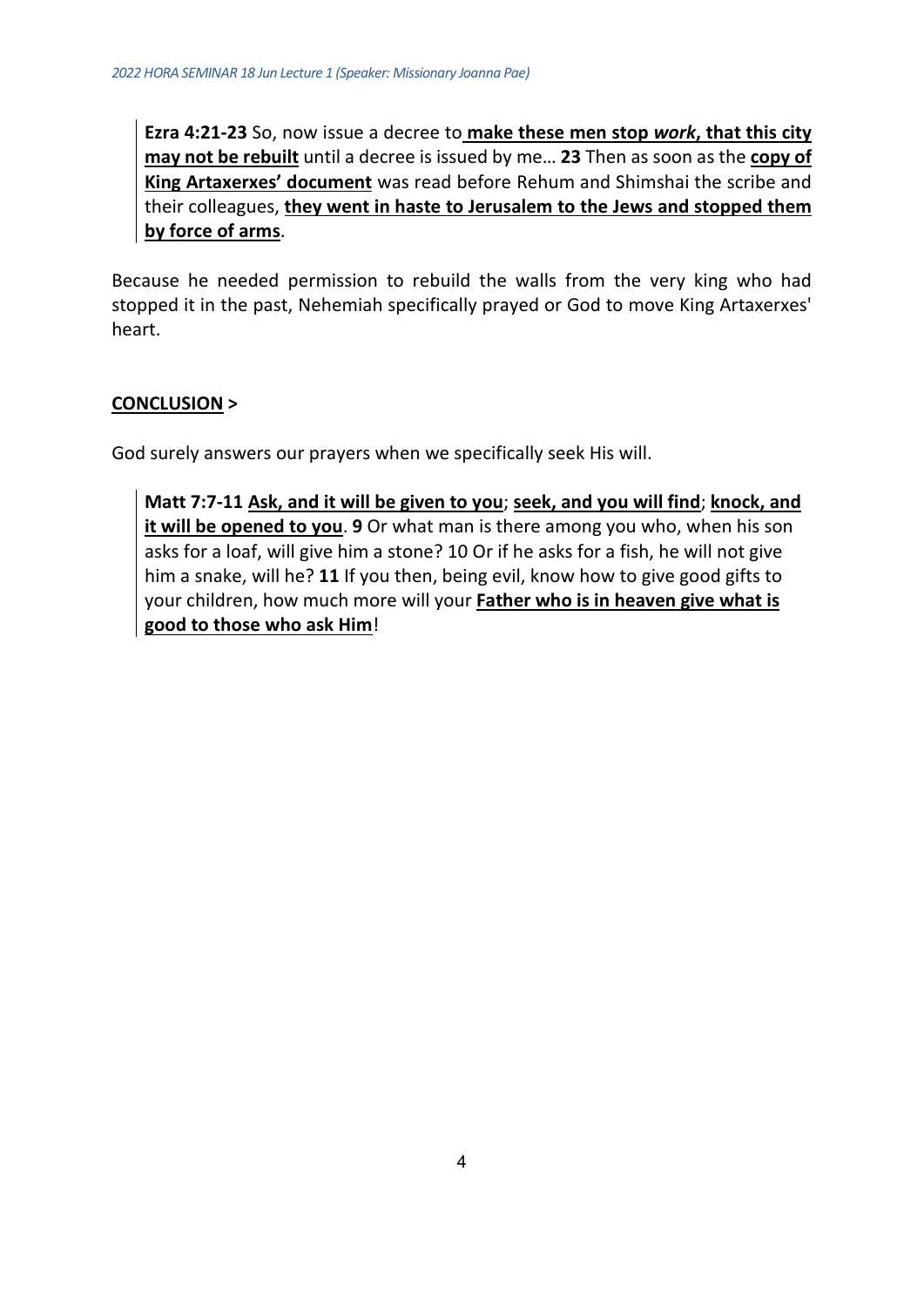> **Ezra 4:21-23** So, now issue a decree to **<u>make these men stop *work*, that this city may not be rebuilt</u>** until a decree is issued by me… **23** Then as soon as the **<u>copy of King Artaxerxes' document</u>** was read before Rehum and Shimshai the scribe and their colleagues, **<u>they went in haste to Jerusalem to the Jews and stopped them by force of arms</u>**.

Because he needed permission to rebuild the walls from the very king who had stopped it in the past, Nehemiah specifically prayed or God to move King Artaxerxes' heart.

**<u>CONCLUSION</u> >**

God surely answers our prayers when we specifically seek His will.

> **Matt 7:7-11** **<u>Ask, and it will be given to you</u>**; **<u>seek, and you will find</u>**; **<u>knock, and it will be opened to you</u>**. **9** Or what man is there among you who, when his son asks for a loaf, will give him a stone? 10 Or if he asks for a fish, he will not give him a snake, will he? **11** If you then, being evil, know how to give good gifts to your children, how much more will your **<u>Father who is in heaven give what is good to those who ask Him</u>**!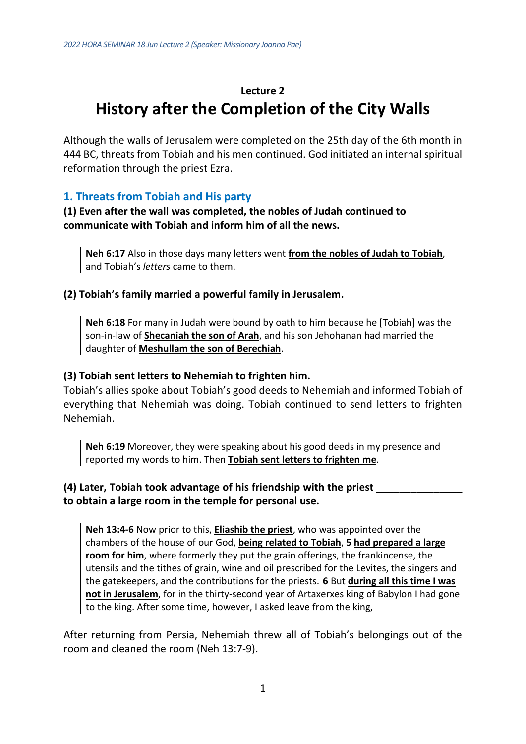## Lecture 2

# History after the Completion of the City Walls

Although the walls of Jerusalem were completed on the 25th day of the 6th month in 444 BC, threats from Tobiah and his men continued. God initiated an internal spiritual reformation through the priest Ezra.

### 1. Threats from Tobiah and His party

**(1) Even after the wall was completed, the nobles of Judah continued to communicate with Tobiah and inform him of all the news.**

> **Neh 6:17** Also in those days many letters went **<u>from the nobles of Judah to Tobiah</u>**, and Tobiah's *letters* came to them.

**(2) Tobiah's family married a powerful family in Jerusalem.**

> **Neh 6:18** For many in Judah were bound by oath to him because he [Tobiah] was the son-in-law of **<u>Shecaniah the son of Arah</u>**, and his son Jehohanan had married the daughter of **<u>Meshullam the son of Berechiah</u>**.

**(3) Tobiah sent letters to Nehemiah to frighten him.**

Tobiah's allies spoke about Tobiah's good deeds to Nehemiah and informed Tobiah of everything that Nehemiah was doing. Tobiah continued to send letters to frighten Nehemiah.

> **Neh 6:19** Moreover, they were speaking about his good deeds in my presence and reported my words to him. Then **<u>Tobiah sent letters to frighten me</u>**.

**(4) Later, Tobiah took advantage of his friendship with the priest _______________ to obtain a large room in the temple for personal use.**

> **Neh 13:4-6** Now prior to this, **<u>Eliashib the priest</u>**, who was appointed over the chambers of the house of our God, **<u>being related to Tobiah</u>**, **5** **<u>had prepared a large room for him</u>**, where formerly they put the grain offerings, the frankincense, the utensils and the tithes of grain, wine and oil prescribed for the Levites, the singers and the gatekeepers, and the contributions for the priests. **6** But **<u>during all this time I was not in Jerusalem</u>**, for in the thirty-second year of Artaxerxes king of Babylon I had gone to the king. After some time, however, I asked leave from the king,

After returning from Persia, Nehemiah threw all of Tobiah's belongings out of the room and cleaned the room (Neh 13:7-9).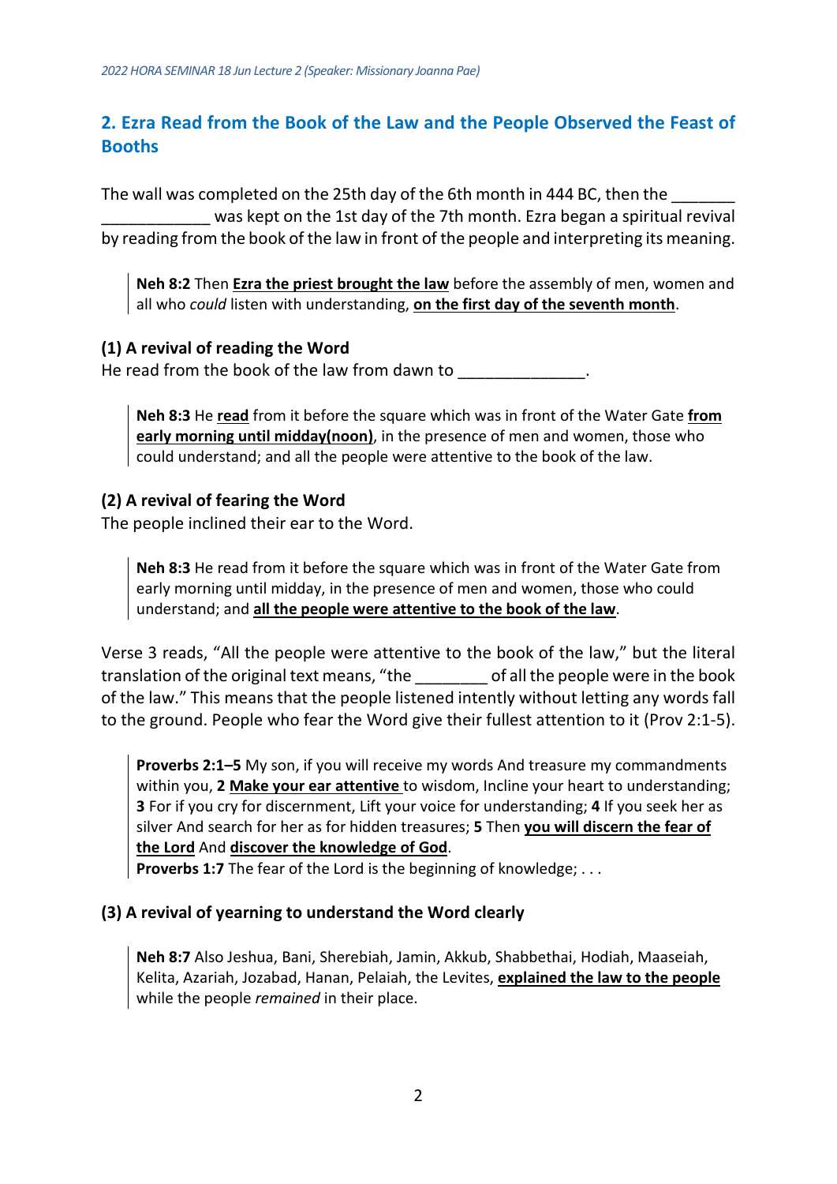## 2. Ezra Read from the Book of the Law and the People Observed the Feast of Booths

The wall was completed on the 25th day of the 6th month in 444 BC, then the _______ ____________ was kept on the 1st day of the 7th month. Ezra began a spiritual revival by reading from the book of the law in front of the people and interpreting its meaning.

> **Neh 8:2** Then **Ezra the priest brought the law** before the assembly of men, women and all who *could* listen with understanding, **on the first day of the seventh month**.

### (1) A revival of reading the Word

He read from the book of the law from dawn to ______________.

> **Neh 8:3** He **read** from it before the square which was in front of the Water Gate **from early morning until midday(noon)**, in the presence of men and women, those who could understand; and all the people were attentive to the book of the law.

### (2) A revival of fearing the Word

The people inclined their ear to the Word.

> **Neh 8:3** He read from it before the square which was in front of the Water Gate from early morning until midday, in the presence of men and women, those who could understand; and **all the people were attentive to the book of the law**.

Verse 3 reads, "All the people were attentive to the book of the law," but the literal translation of the original text means, "the ________ of all the people were in the book of the law." This means that the people listened intently without letting any words fall to the ground. People who fear the Word give their fullest attention to it (Prov 2:1-5).

> **Proverbs 2:1–5** My son, if you will receive my words And treasure my commandments within you, **2** **Make your ear attentive** to wisdom, Incline your heart to understanding; **3** For if you cry for discernment, Lift your voice for understanding; **4** If you seek her as silver And search for her as for hidden treasures; **5** Then **you will discern the fear of the Lord** And **discover the knowledge of God**.
> **Proverbs 1:7** The fear of the Lord is the beginning of knowledge; . . .

### (3) A revival of yearning to understand the Word clearly

> **Neh 8:7** Also Jeshua, Bani, Sherebiah, Jamin, Akkub, Shabbethai, Hodiah, Maaseiah, Kelita, Azariah, Jozabad, Hanan, Pelaiah, the Levites, **explained the law to the people** while the people *remained* in their place.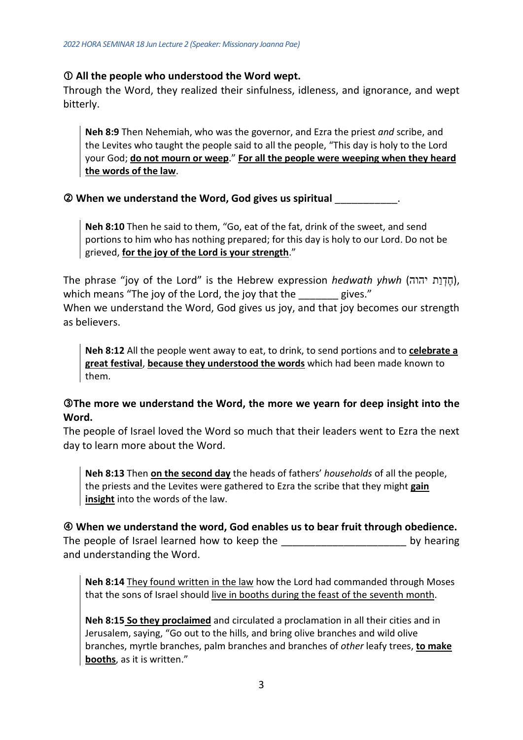**① All the people who understood the Word wept.**

Through the Word, they realized their sinfulness, idleness, and ignorance, and wept bitterly.

> **Neh 8:9** Then Nehemiah, who was the governor, and Ezra the priest *and* scribe, and the Levites who taught the people said to all the people, "This day is holy to the Lord your God; **do not mourn or weep**." **For all the people were weeping when they heard the words of the law**.

**② When we understand the Word, God gives us spiritual ___________.**

> **Neh 8:10** Then he said to them, "Go, eat of the fat, drink of the sweet, and send portions to him who has nothing prepared; for this day is holy to our Lord. Do not be grieved, **for the joy of the Lord is your strength**."

The phrase "joy of the Lord" is the Hebrew expression *hedwath yhwh* (חֶדְוַת יהוה), which means "The joy of the Lord, the joy that the _______ gives."

When we understand the Word, God gives us joy, and that joy becomes our strength as believers.

> **Neh 8:12** All the people went away to eat, to drink, to send portions and to **celebrate a great festival**, **because they understood the words** which had been made known to them.

**③The more we understand the Word, the more we yearn for deep insight into the Word.**

The people of Israel loved the Word so much that their leaders went to Ezra the next day to learn more about the Word.

> **Neh 8:13** Then **on the second day** the heads of fathers' *households* of all the people, the priests and the Levites were gathered to Ezra the scribe that they might **gain insight** into the words of the law.

**④ When we understand the word, God enables us to bear fruit through obedience.**

The people of Israel learned how to keep the _____________________ by hearing and understanding the Word.

> **Neh 8:14** They found written in the law how the Lord had commanded through Moses that the sons of Israel should live in booths during the feast of the seventh month.
>
> **Neh 8:15 So they proclaimed** and circulated a proclamation in all their cities and in Jerusalem, saying, "Go out to the hills, and bring olive branches and wild olive branches, myrtle branches, palm branches and branches of *other* leafy trees, **to make booths**, as it is written."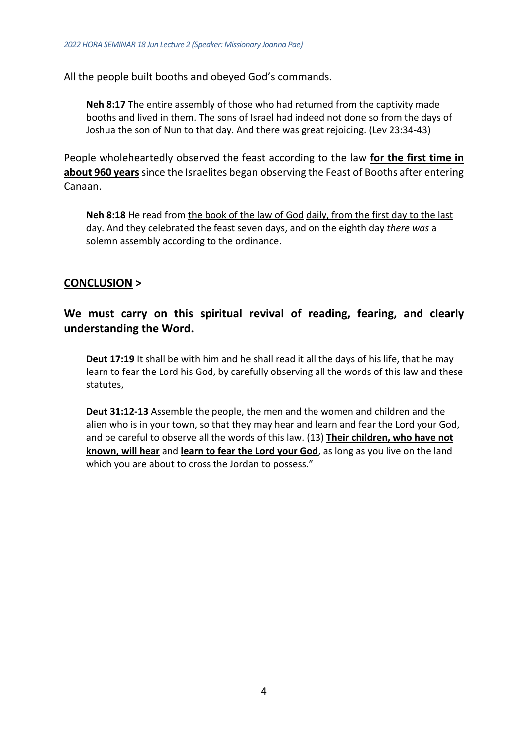All the people built booths and obeyed God's commands.

> **Neh 8:17** The entire assembly of those who had returned from the captivity made booths and lived in them. The sons of Israel had indeed not done so from the days of Joshua the son of Nun to that day. And there was great rejoicing. (Lev 23:34-43)

People wholeheartedly observed the feast according to the law **for the first time in about 960 years** since the Israelites began observing the Feast of Booths after entering Canaan.

> **Neh 8:18** He read from the book of the law of God daily, from the first day to the last day. And they celebrated the feast seven days, and on the eighth day *there was* a solemn assembly according to the ordinance.

## CONCLUSION >

### We must carry on this spiritual revival of reading, fearing, and clearly understanding the Word.

> **Deut 17:19** It shall be with him and he shall read it all the days of his life, that he may learn to fear the Lord his God, by carefully observing all the words of this law and these statutes,

> **Deut 31:12-13** Assemble the people, the men and the women and children and the alien who is in your town, so that they may hear and learn and fear the Lord your God, and be careful to observe all the words of this law. (13) **Their children, who have not known, will hear** and **learn to fear the Lord your God**, as long as you live on the land which you are about to cross the Jordan to possess."